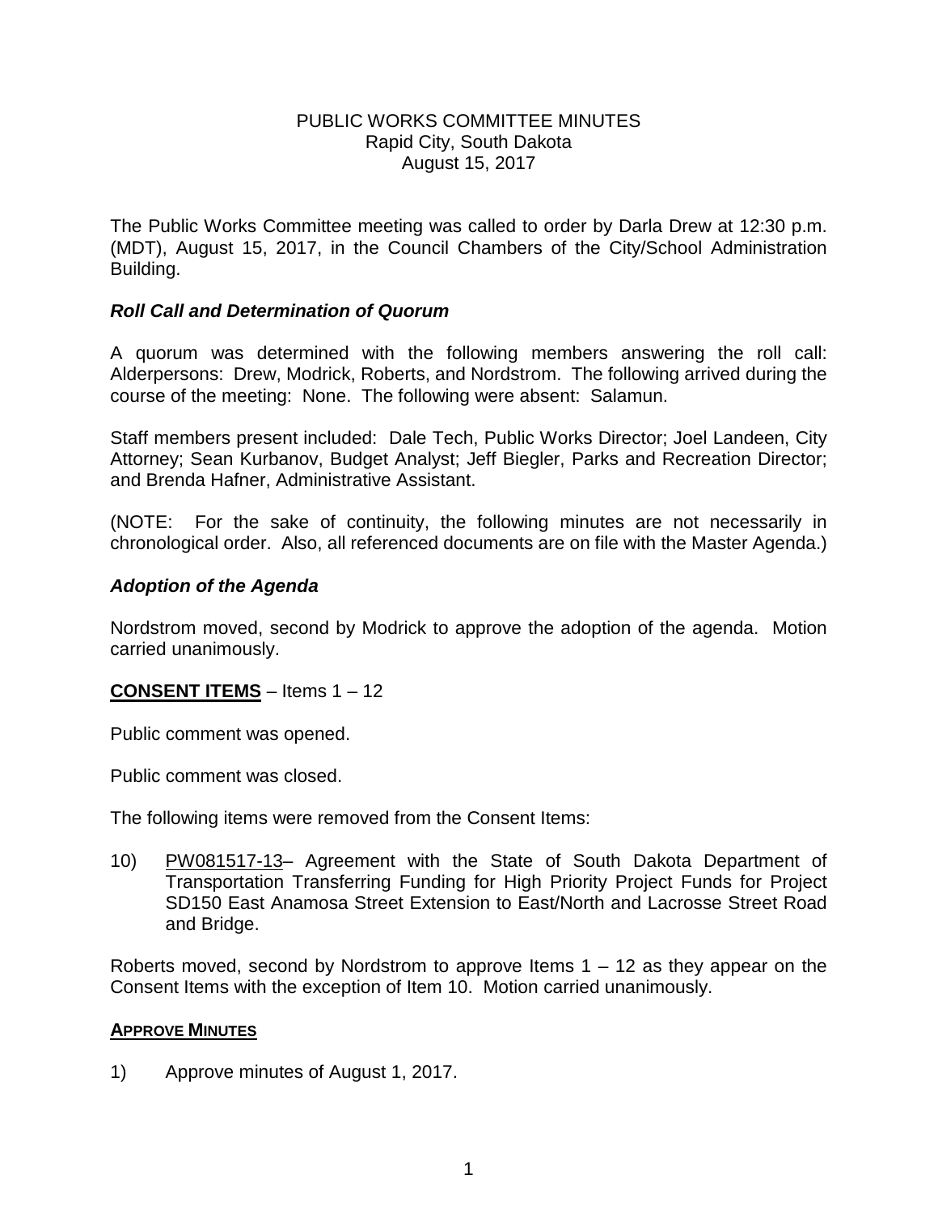# PUBLIC WORKS COMMITTEE MINUTES
Rapid City, South Dakota
August 15, 2017

The Public Works Committee meeting was called to order by Darla Drew at 12:30 p.m. (MDT), August 15, 2017, in the Council Chambers of the City/School Administration Building.

### *Roll Call and Determination of Quorum*

A quorum was determined with the following members answering the roll call: Alderpersons: Drew, Modrick, Roberts, and Nordstrom. The following arrived during the course of the meeting: None. The following were absent: Salamun.

Staff members present included: Dale Tech, Public Works Director; Joel Landeen, City Attorney; Sean Kurbanov, Budget Analyst; Jeff Biegler, Parks and Recreation Director; and Brenda Hafner, Administrative Assistant.

(NOTE: For the sake of continuity, the following minutes are not necessarily in chronological order. Also, all referenced documents are on file with the Master Agenda.)

### *Adoption of the Agenda*

Nordstrom moved, second by Modrick to approve the adoption of the agenda. Motion carried unanimously.

**CONSENT ITEMS** – Items 1 – 12

Public comment was opened.

Public comment was closed.

The following items were removed from the Consent Items:

10) PW081517-13– Agreement with the State of South Dakota Department of Transportation Transferring Funding for High Priority Project Funds for Project SD150 East Anamosa Street Extension to East/North and Lacrosse Street Road and Bridge.

Roberts moved, second by Nordstrom to approve Items 1 – 12 as they appear on the Consent Items with the exception of Item 10. Motion carried unanimously.

**APPROVE MINUTES**

1) Approve minutes of August 1, 2017.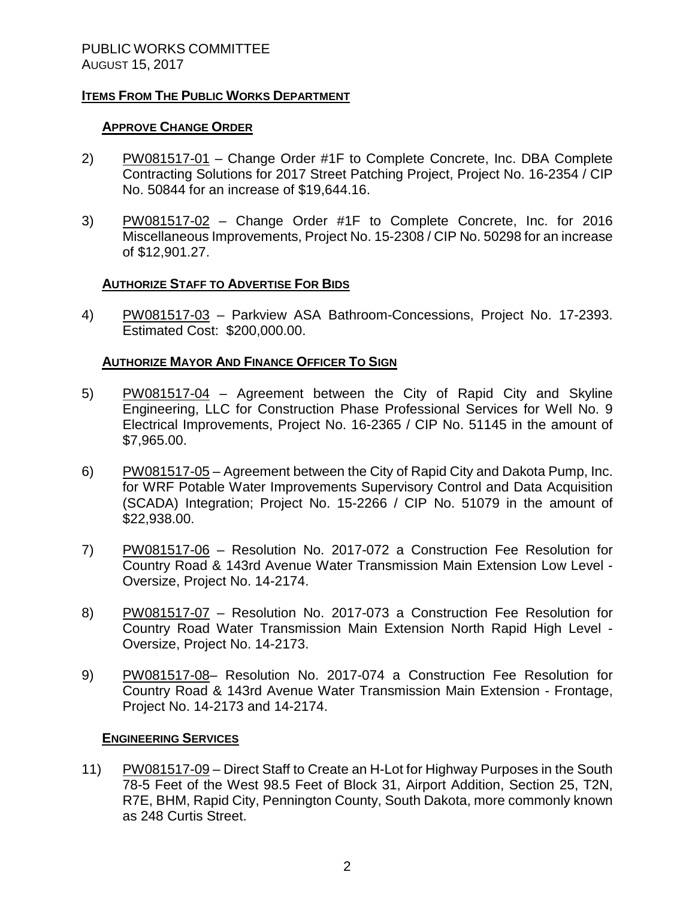PUBLIC WORKS COMMITTEE
AUGUST 15, 2017

## ITEMS FROM THE PUBLIC WORKS DEPARTMENT

### APPROVE CHANGE ORDER

2) PW081517-01 – Change Order #1F to Complete Concrete, Inc. DBA Complete Contracting Solutions for 2017 Street Patching Project, Project No. 16-2354 / CIP No. 50844 for an increase of $19,644.16.

3) PW081517-02 – Change Order #1F to Complete Concrete, Inc. for 2016 Miscellaneous Improvements, Project No. 15-2308 / CIP No. 50298 for an increase of $12,901.27.

### AUTHORIZE STAFF TO ADVERTISE FOR BIDS

4) PW081517-03 – Parkview ASA Bathroom-Concessions, Project No. 17-2393. Estimated Cost: $200,000.00.

### AUTHORIZE MAYOR AND FINANCE OFFICER TO SIGN

5) PW081517-04 – Agreement between the City of Rapid City and Skyline Engineering, LLC for Construction Phase Professional Services for Well No. 9 Electrical Improvements, Project No. 16-2365 / CIP No. 51145 in the amount of $7,965.00.

6) PW081517-05 – Agreement between the City of Rapid City and Dakota Pump, Inc. for WRF Potable Water Improvements Supervisory Control and Data Acquisition (SCADA) Integration; Project No. 15-2266 / CIP No. 51079 in the amount of $22,938.00.

7) PW081517-06 – Resolution No. 2017-072 a Construction Fee Resolution for Country Road & 143rd Avenue Water Transmission Main Extension Low Level - Oversize, Project No. 14-2174.

8) PW081517-07 – Resolution No. 2017-073 a Construction Fee Resolution for Country Road Water Transmission Main Extension North Rapid High Level - Oversize, Project No. 14-2173.

9) PW081517-08– Resolution No. 2017-074 a Construction Fee Resolution for Country Road & 143rd Avenue Water Transmission Main Extension - Frontage, Project No. 14-2173 and 14-2174.

### ENGINEERING SERVICES

11) PW081517-09 – Direct Staff to Create an H-Lot for Highway Purposes in the South 78-5 Feet of the West 98.5 Feet of Block 31, Airport Addition, Section 25, T2N, R7E, BHM, Rapid City, Pennington County, South Dakota, more commonly known as 248 Curtis Street.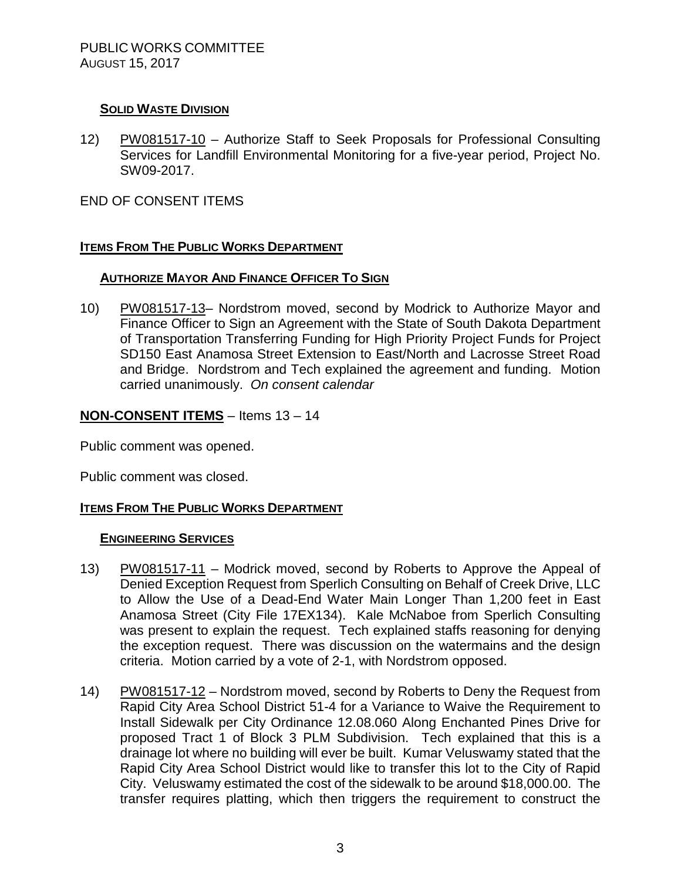### **SOLID WASTE DIVISION**

12) PW081517-10 – Authorize Staff to Seek Proposals for Professional Consulting Services for Landfill Environmental Monitoring for a five-year period, Project No. SW09-2017.

END OF CONSENT ITEMS

## **ITEMS FROM THE PUBLIC WORKS DEPARTMENT**

### **AUTHORIZE MAYOR AND FINANCE OFFICER TO SIGN**

10) PW081517-13– Nordstrom moved, second by Modrick to Authorize Mayor and Finance Officer to Sign an Agreement with the State of South Dakota Department of Transportation Transferring Funding for High Priority Project Funds for Project SD150 East Anamosa Street Extension to East/North and Lacrosse Street Road and Bridge. Nordstrom and Tech explained the agreement and funding. Motion carried unanimously. *On consent calendar*

## **NON-CONSENT ITEMS** – Items 13 – 14

Public comment was opened.

Public comment was closed.

## **ITEMS FROM THE PUBLIC WORKS DEPARTMENT**

### **ENGINEERING SERVICES**

13) PW081517-11 – Modrick moved, second by Roberts to Approve the Appeal of Denied Exception Request from Sperlich Consulting on Behalf of Creek Drive, LLC to Allow the Use of a Dead-End Water Main Longer Than 1,200 feet in East Anamosa Street (City File 17EX134). Kale McNaboe from Sperlich Consulting was present to explain the request. Tech explained staffs reasoning for denying the exception request. There was discussion on the watermains and the design criteria. Motion carried by a vote of 2-1, with Nordstrom opposed.

14) PW081517-12 – Nordstrom moved, second by Roberts to Deny the Request from Rapid City Area School District 51-4 for a Variance to Waive the Requirement to Install Sidewalk per City Ordinance 12.08.060 Along Enchanted Pines Drive for proposed Tract 1 of Block 3 PLM Subdivision. Tech explained that this is a drainage lot where no building will ever be built. Kumar Veluswamy stated that the Rapid City Area School District would like to transfer this lot to the City of Rapid City. Veluswamy estimated the cost of the sidewalk to be around $18,000.00. The transfer requires platting, which then triggers the requirement to construct the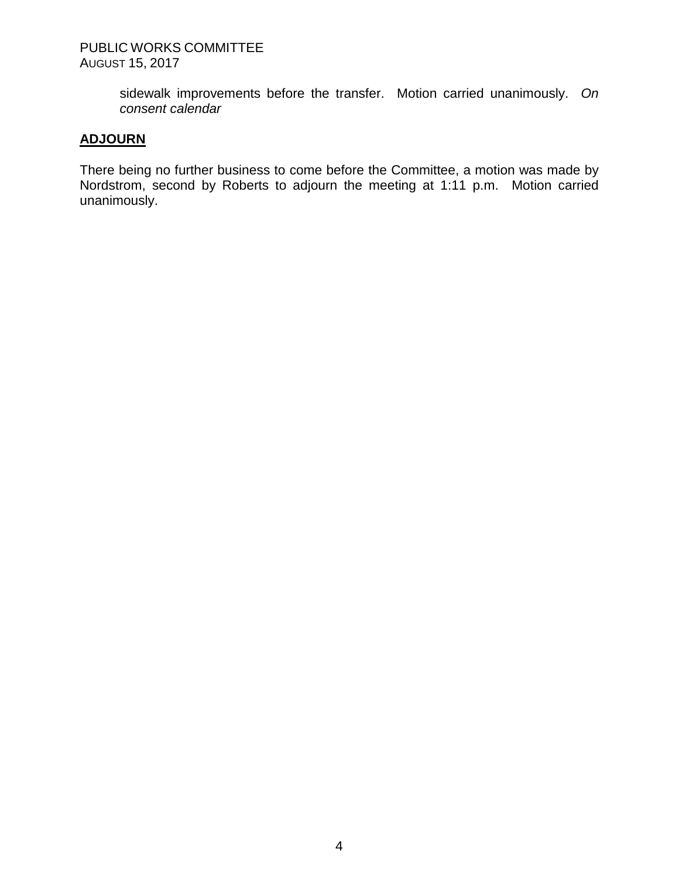sidewalk improvements before the transfer. Motion carried unanimously. *On consent calendar*

## ADJOURN

There being no further business to come before the Committee, a motion was made by Nordstrom, second by Roberts to adjourn the meeting at 1:11 p.m. Motion carried unanimously.